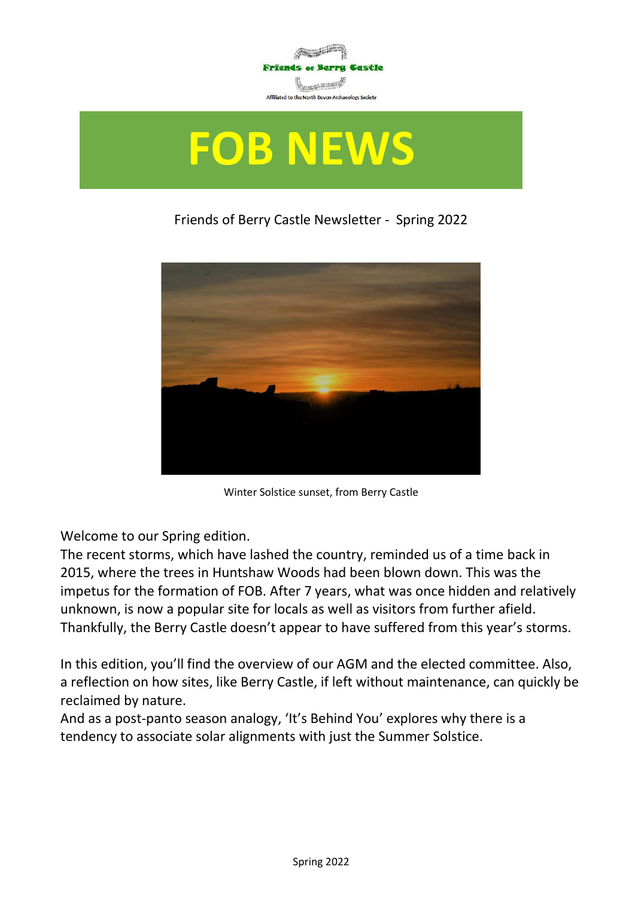Friends of Berry Castle

Affiliated to the North Devon Archaeology Society

# FOB NEWS

Friends of Berry Castle Newsletter - Spring 2022

Winter Solstice sunset, from Berry Castle

Welcome to our Spring edition.

The recent storms, which have lashed the country, reminded us of a time back in 2015, where the trees in Huntshaw Woods had been blown down. This was the impetus for the formation of FOB. After 7 years, what was once hidden and relatively unknown, is now a popular site for locals as well as visitors from further afield. Thankfully, the Berry Castle doesn't appear to have suffered from this year's storms.

In this edition, you'll find the overview of our AGM and the elected committee. Also, a reflection on how sites, like Berry Castle, if left without maintenance, can quickly be reclaimed by nature.

And as a post-panto season analogy, 'It's Behind You' explores why there is a tendency to associate solar alignments with just the Summer Solstice.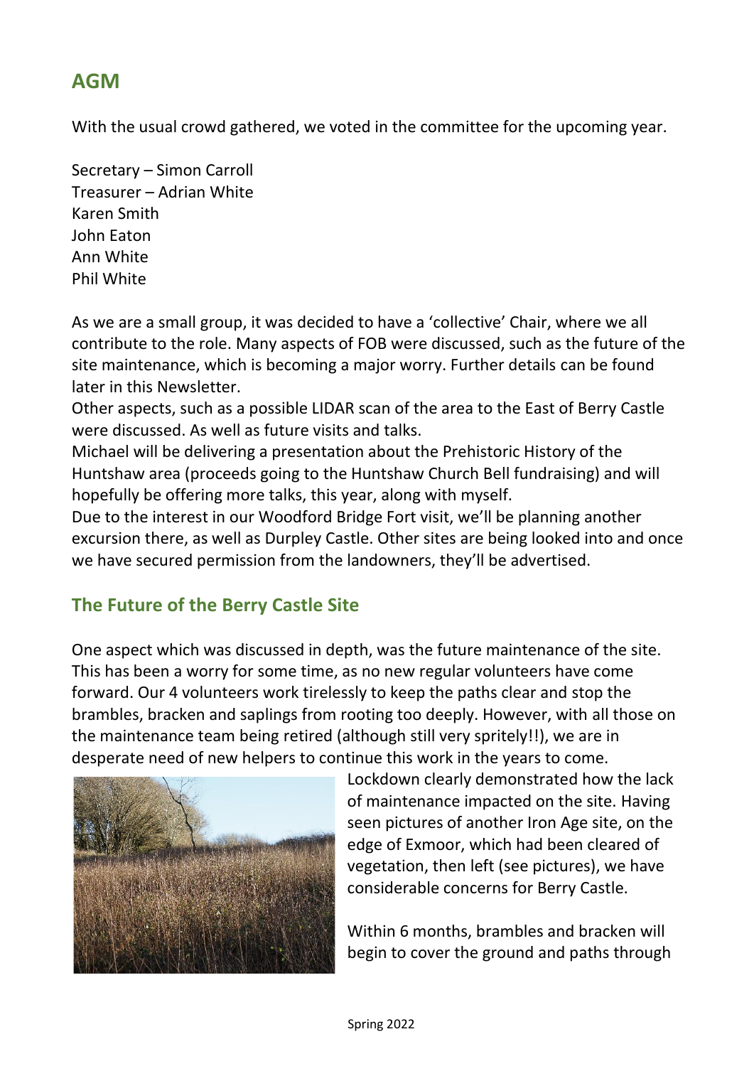## AGM

With the usual crowd gathered, we voted in the committee for the upcoming year.

Secretary – Simon Carroll
Treasurer – Adrian White
Karen Smith
John Eaton
Ann White
Phil White

As we are a small group, it was decided to have a 'collective' Chair, where we all contribute to the role. Many aspects of FOB were discussed, such as the future of the site maintenance, which is becoming a major worry. Further details can be found later in this Newsletter.

Other aspects, such as a possible LIDAR scan of the area to the East of Berry Castle were discussed. As well as future visits and talks.

Michael will be delivering a presentation about the Prehistoric History of the Huntshaw area (proceeds going to the Huntshaw Church Bell fundraising) and will hopefully be offering more talks, this year, along with myself.

Due to the interest in our Woodford Bridge Fort visit, we'll be planning another excursion there, as well as Durpley Castle. Other sites are being looked into and once we have secured permission from the landowners, they'll be advertised.

## The Future of the Berry Castle Site

One aspect which was discussed in depth, was the future maintenance of the site. This has been a worry for some time, as no new regular volunteers have come forward. Our 4 volunteers work tirelessly to keep the paths clear and stop the brambles, bracken and saplings from rooting too deeply. However, with all those on the maintenance team being retired (although still very spritely!!), we are in desperate need of new helpers to continue this work in the years to come.

Lockdown clearly demonstrated how the lack of maintenance impacted on the site. Having seen pictures of another Iron Age site, on the edge of Exmoor, which had been cleared of vegetation, then left (see pictures), we have considerable concerns for Berry Castle.

Within 6 months, brambles and bracken will begin to cover the ground and paths through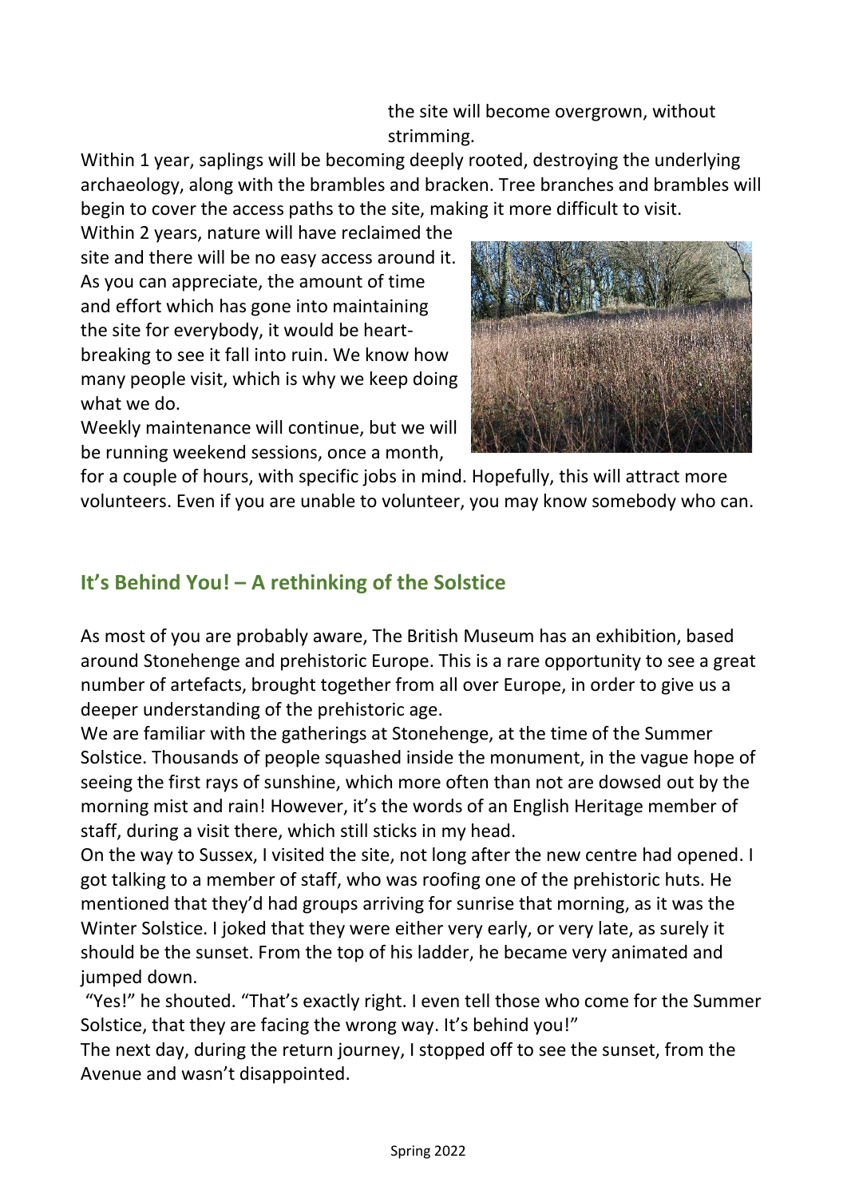the site will become overgrown, without strimming.

Within 1 year, saplings will be becoming deeply rooted, destroying the underlying archaeology, along with the brambles and bracken. Tree branches and brambles will begin to cover the access paths to the site, making it more difficult to visit.

Within 2 years, nature will have reclaimed the site and there will be no easy access around it. As you can appreciate, the amount of time and effort which has gone into maintaining the site for everybody, it would be heart-breaking to see it fall into ruin. We know how many people visit, which is why we keep doing what we do.

Weekly maintenance will continue, but we will be running weekend sessions, once a month, for a couple of hours, with specific jobs in mind. Hopefully, this will attract more volunteers. Even if you are unable to volunteer, you may know somebody who can.

## It's Behind You! – A rethinking of the Solstice

As most of you are probably aware, The British Museum has an exhibition, based around Stonehenge and prehistoric Europe. This is a rare opportunity to see a great number of artefacts, brought together from all over Europe, in order to give us a deeper understanding of the prehistoric age.

We are familiar with the gatherings at Stonehenge, at the time of the Summer Solstice. Thousands of people squashed inside the monument, in the vague hope of seeing the first rays of sunshine, which more often than not are dowsed out by the morning mist and rain! However, it's the words of an English Heritage member of staff, during a visit there, which still sticks in my head.

On the way to Sussex, I visited the site, not long after the new centre had opened. I got talking to a member of staff, who was roofing one of the prehistoric huts. He mentioned that they'd had groups arriving for sunrise that morning, as it was the Winter Solstice. I joked that they were either very early, or very late, as surely it should be the sunset. From the top of his ladder, he became very animated and jumped down.

"Yes!" he shouted. "That's exactly right. I even tell those who come for the Summer Solstice, that they are facing the wrong way. It's behind you!"

The next day, during the return journey, I stopped off to see the sunset, from the Avenue and wasn't disappointed.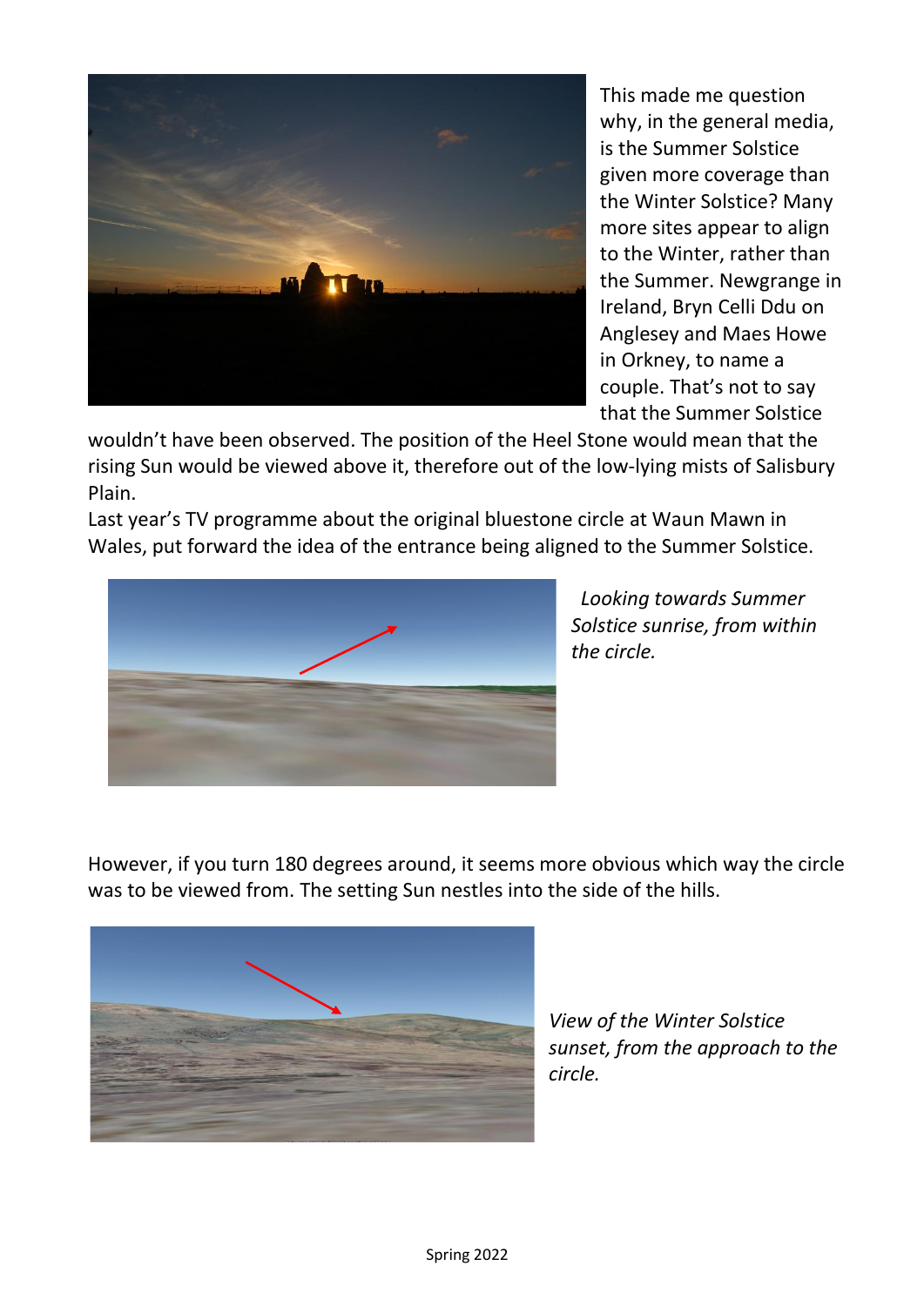This made me question why, in the general media, is the Summer Solstice given more coverage than the Winter Solstice? Many more sites appear to align to the Winter, rather than the Summer. Newgrange in Ireland, Bryn Celli Ddu on Anglesey and Maes Howe in Orkney, to name a couple. That's not to say that the Summer Solstice wouldn't have been observed. The position of the Heel Stone would mean that the rising Sun would be viewed above it, therefore out of the low-lying mists of Salisbury Plain.

Last year's TV programme about the original bluestone circle at Waun Mawn in Wales, put forward the idea of the entrance being aligned to the Summer Solstice.

*Looking towards Summer Solstice sunrise, from within the circle.*

However, if you turn 180 degrees around, it seems more obvious which way the circle was to be viewed from. The setting Sun nestles into the side of the hills.

*View of the Winter Solstice sunset, from the approach to the circle.*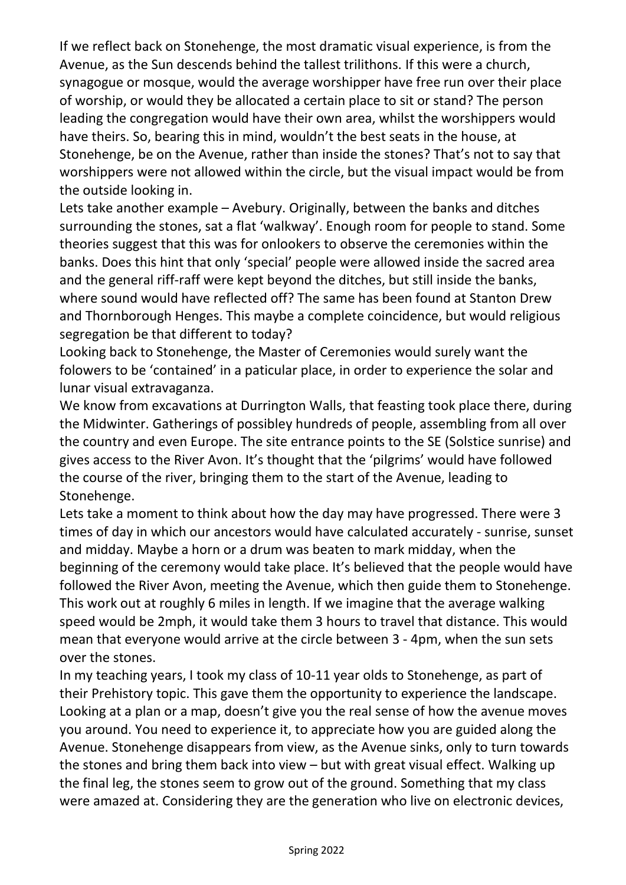If we reflect back on Stonehenge, the most dramatic visual experience, is from the Avenue, as the Sun descends behind the tallest trilithons. If this were a church, synagogue or mosque, would the average worshipper have free run over their place of worship, or would they be allocated a certain place to sit or stand? The person leading the congregation would have their own area, whilst the worshippers would have theirs. So, bearing this in mind, wouldn't the best seats in the house, at Stonehenge, be on the Avenue, rather than inside the stones? That's not to say that worshippers were not allowed within the circle, but the visual impact would be from the outside looking in.

Lets take another example – Avebury. Originally, between the banks and ditches surrounding the stones, sat a flat 'walkway'. Enough room for people to stand. Some theories suggest that this was for onlookers to observe the ceremonies within the banks. Does this hint that only 'special' people were allowed inside the sacred area and the general riff-raff were kept beyond the ditches, but still inside the banks, where sound would have reflected off? The same has been found at Stanton Drew and Thornborough Henges. This maybe a complete coincidence, but would religious segregation be that different to today?

Looking back to Stonehenge, the Master of Ceremonies would surely want the folowers to be 'contained' in a paticular place, in order to experience the solar and lunar visual extravaganza.

We know from excavations at Durrington Walls, that feasting took place there, during the Midwinter. Gatherings of possibley hundreds of people, assembling from all over the country and even Europe. The site entrance points to the SE (Solstice sunrise) and gives access to the River Avon. It's thought that the 'pilgrims' would have followed the course of the river, bringing them to the start of the Avenue, leading to Stonehenge.

Lets take a moment to think about how the day may have progressed. There were 3 times of day in which our ancestors would have calculated accurately - sunrise, sunset and midday. Maybe a horn or a drum was beaten to mark midday, when the beginning of the ceremony would take place. It's believed that the people would have followed the River Avon, meeting the Avenue, which then guide them to Stonehenge. This work out at roughly 6 miles in length. If we imagine that the average walking speed would be 2mph, it would take them 3 hours to travel that distance. This would mean that everyone would arrive at the circle between 3 - 4pm, when the sun sets over the stones.

In my teaching years, I took my class of 10-11 year olds to Stonehenge, as part of their Prehistory topic. This gave them the opportunity to experience the landscape. Looking at a plan or a map, doesn't give you the real sense of how the avenue moves you around. You need to experience it, to appreciate how you are guided along the Avenue. Stonehenge disappears from view, as the Avenue sinks, only to turn towards the stones and bring them back into view – but with great visual effect. Walking up the final leg, the stones seem to grow out of the ground. Something that my class were amazed at. Considering they are the generation who live on electronic devices,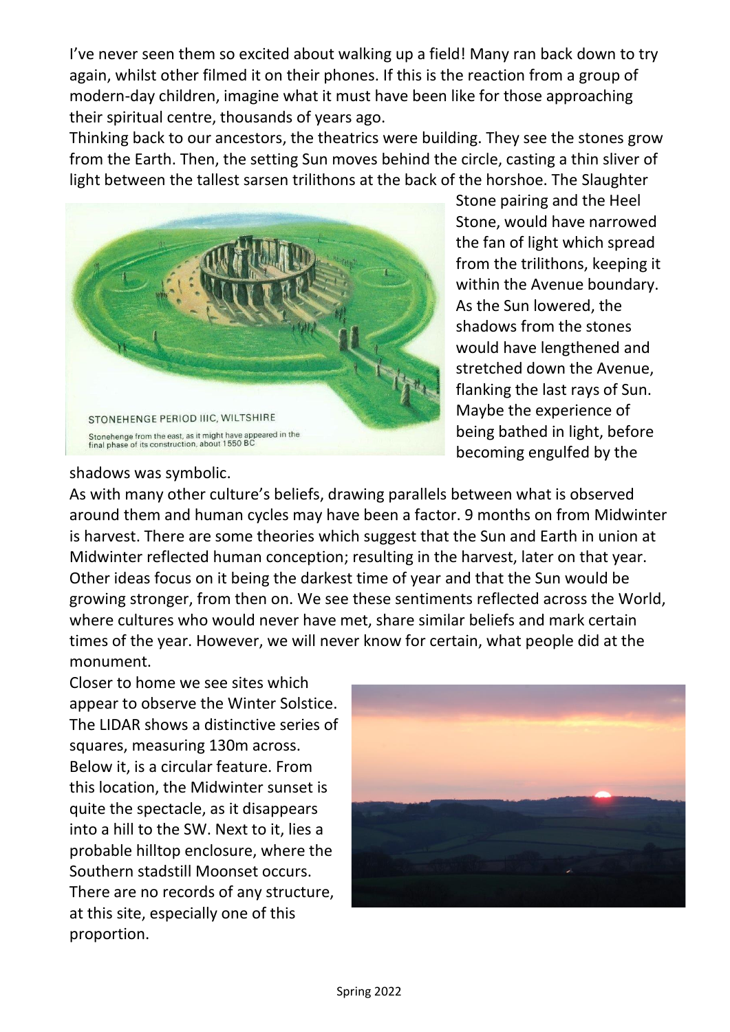I've never seen them so excited about walking up a field! Many ran back down to try again, whilst other filmed it on their phones. If this is the reaction from a group of modern-day children, imagine what it must have been like for those approaching their spiritual centre, thousands of years ago.

Thinking back to our ancestors, the theatrics were building. They see the stones grow from the Earth. Then, the setting Sun moves behind the circle, casting a thin sliver of light between the tallest sarsen trilithons at the back of the horshoe. The Slaughter Stone pairing and the Heel Stone, would have narrowed the fan of light which spread from the trilithons, keeping it within the Avenue boundary. As the Sun lowered, the shadows from the stones would have lengthened and stretched down the Avenue, flanking the last rays of Sun. Maybe the experience of being bathed in light, before becoming engulfed by the shadows was symbolic.

STONEHENGE PERIOD IIIC, WILTSHIRE

Stonehenge from the east, as it might have appeared in the final phase of its construction, about 1550 BC

As with many other culture's beliefs, drawing parallels between what is observed around them and human cycles may have been a factor. 9 months on from Midwinter is harvest. There are some theories which suggest that the Sun and Earth in union at Midwinter reflected human conception; resulting in the harvest, later on that year. Other ideas focus on it being the darkest time of year and that the Sun would be growing stronger, from then on. We see these sentiments reflected across the World, where cultures who would never have met, share similar beliefs and mark certain times of the year. However, we will never know for certain, what people did at the monument.

Closer to home we see sites which appear to observe the Winter Solstice. The LIDAR shows a distinctive series of squares, measuring 130m across. Below it, is a circular feature. From this location, the Midwinter sunset is quite the spectacle, as it disappears into a hill to the SW. Next to it, lies a probable hilltop enclosure, where the Southern stadstill Moonset occurs. There are no records of any structure, at this site, especially one of this proportion.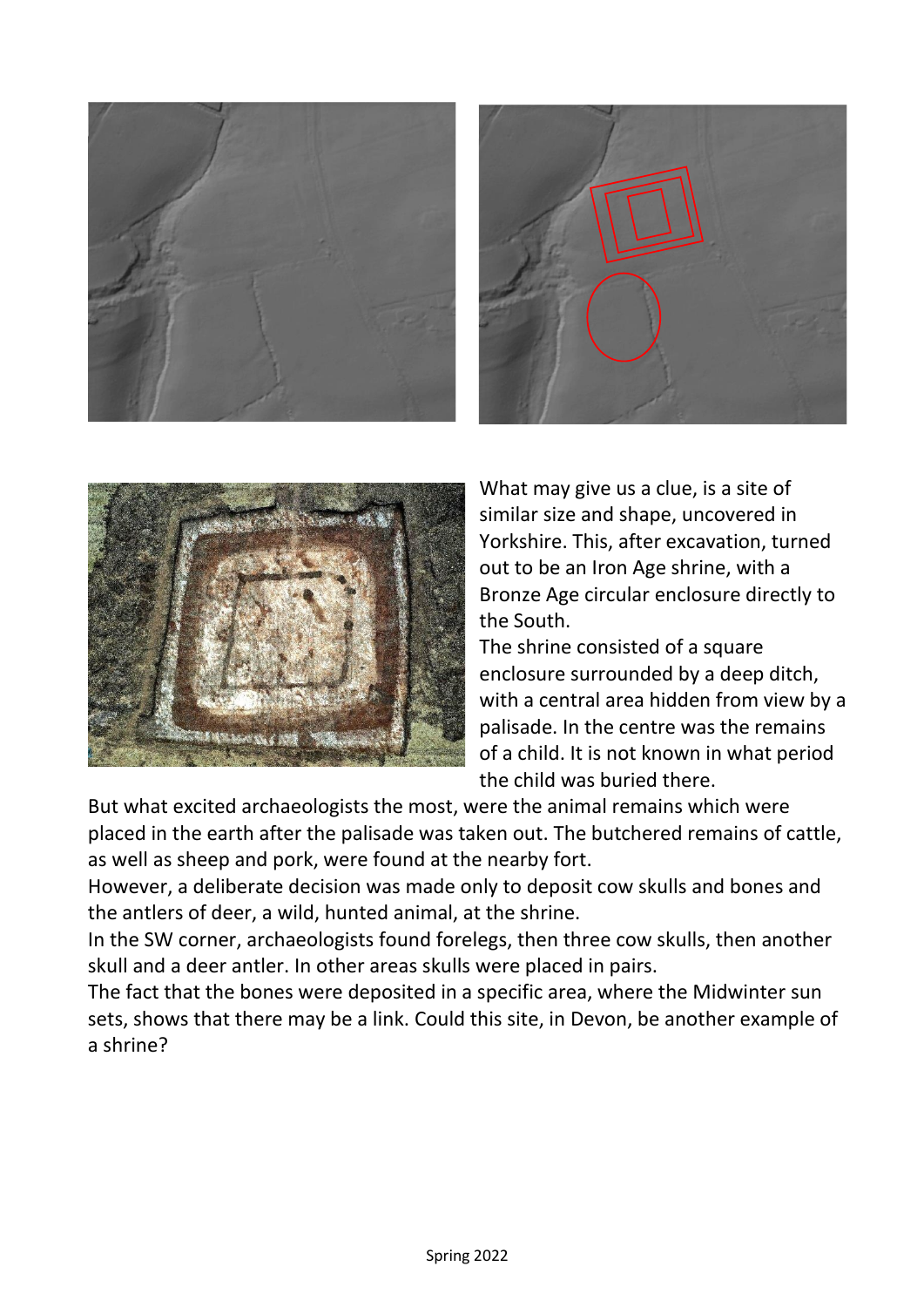What may give us a clue, is a site of similar size and shape, uncovered in Yorkshire. This, after excavation, turned out to be an Iron Age shrine, with a Bronze Age circular enclosure directly to the South.

The shrine consisted of a square enclosure surrounded by a deep ditch, with a central area hidden from view by a palisade. In the centre was the remains of a child. It is not known in what period the child was buried there.

But what excited archaeologists the most, were the animal remains which were placed in the earth after the palisade was taken out. The butchered remains of cattle, as well as sheep and pork, were found at the nearby fort.

However, a deliberate decision was made only to deposit cow skulls and bones and the antlers of deer, a wild, hunted animal, at the shrine.

In the SW corner, archaeologists found forelegs, then three cow skulls, then another skull and a deer antler. In other areas skulls were placed in pairs.

The fact that the bones were deposited in a specific area, where the Midwinter sun sets, shows that there may be a link. Could this site, in Devon, be another example of a shrine?

Spring 2022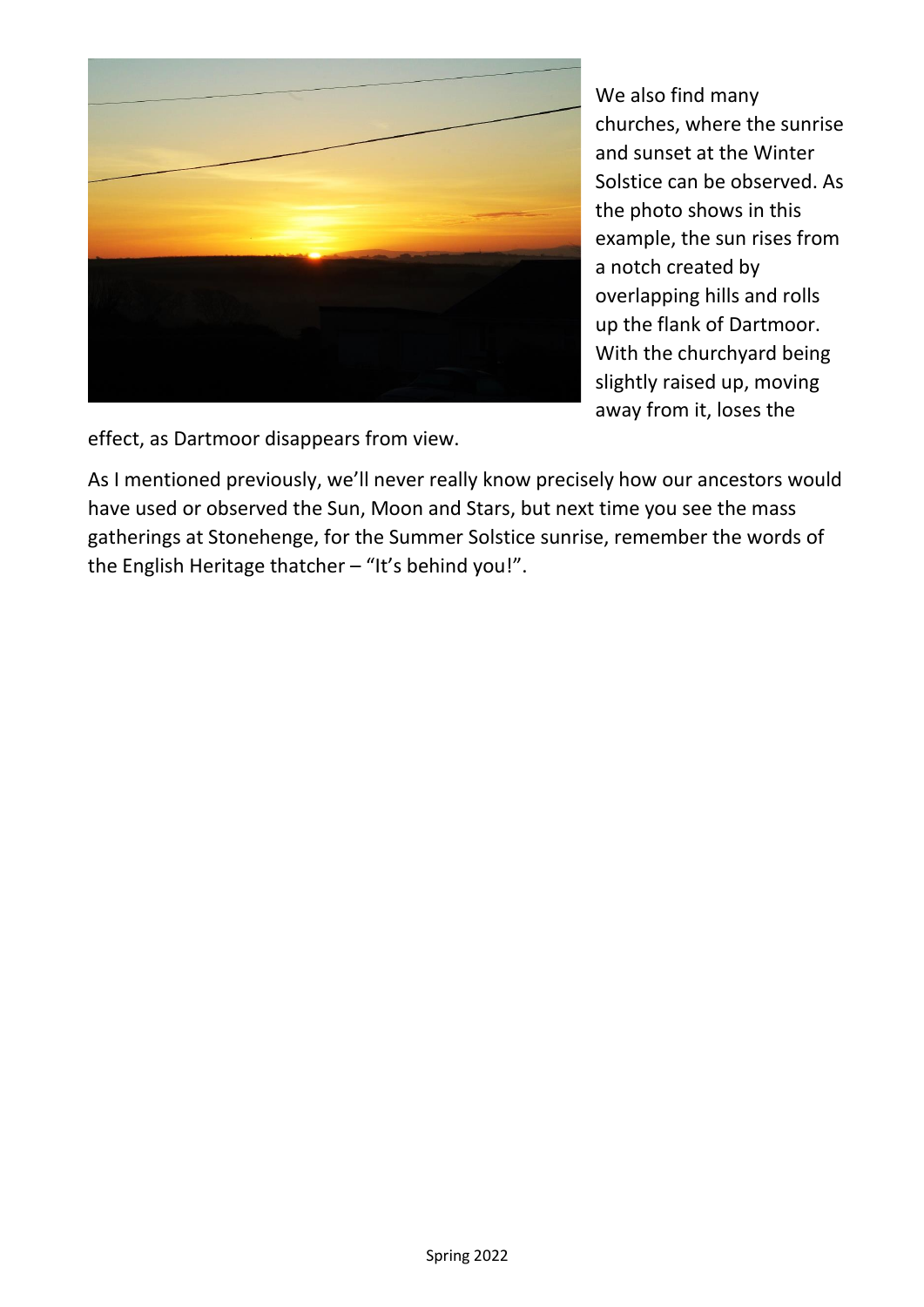We also find many churches, where the sunrise and sunset at the Winter Solstice can be observed. As the photo shows in this example, the sun rises from a notch created by overlapping hills and rolls up the flank of Dartmoor. With the churchyard being slightly raised up, moving away from it, loses the effect, as Dartmoor disappears from view.

As I mentioned previously, we'll never really know precisely how our ancestors would have used or observed the Sun, Moon and Stars, but next time you see the mass gatherings at Stonehenge, for the Summer Solstice sunrise, remember the words of the English Heritage thatcher – "It's behind you!".